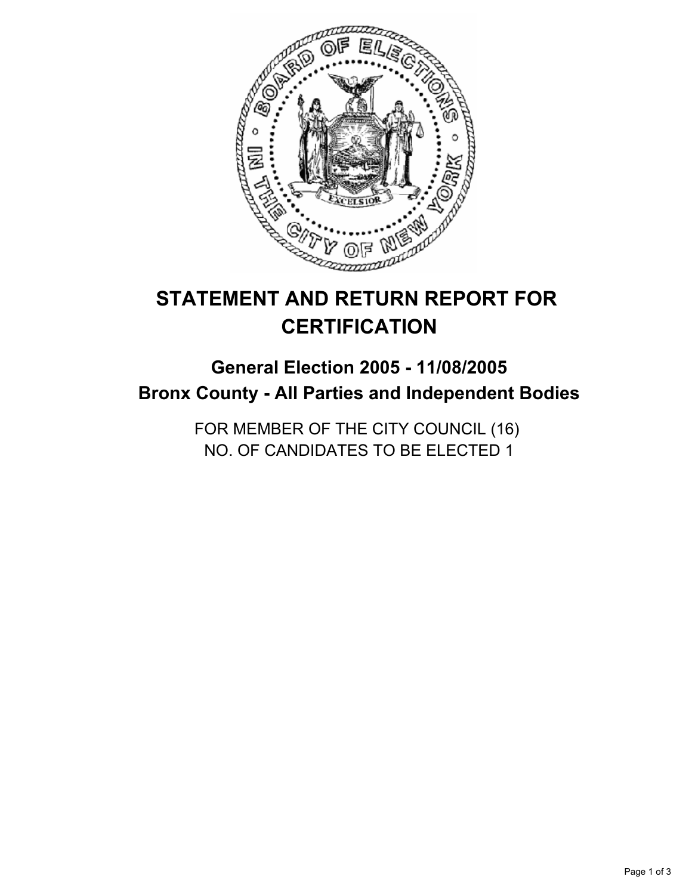# STATEMENT AND RETURN REPORT FOR CERTIFICATION

## General Election 2005 - 11/08/2005
## Bronx County - All Parties and Independent Bodies

FOR MEMBER OF THE CITY COUNCIL (16)
NO. OF CANDIDATES TO BE ELECTED 1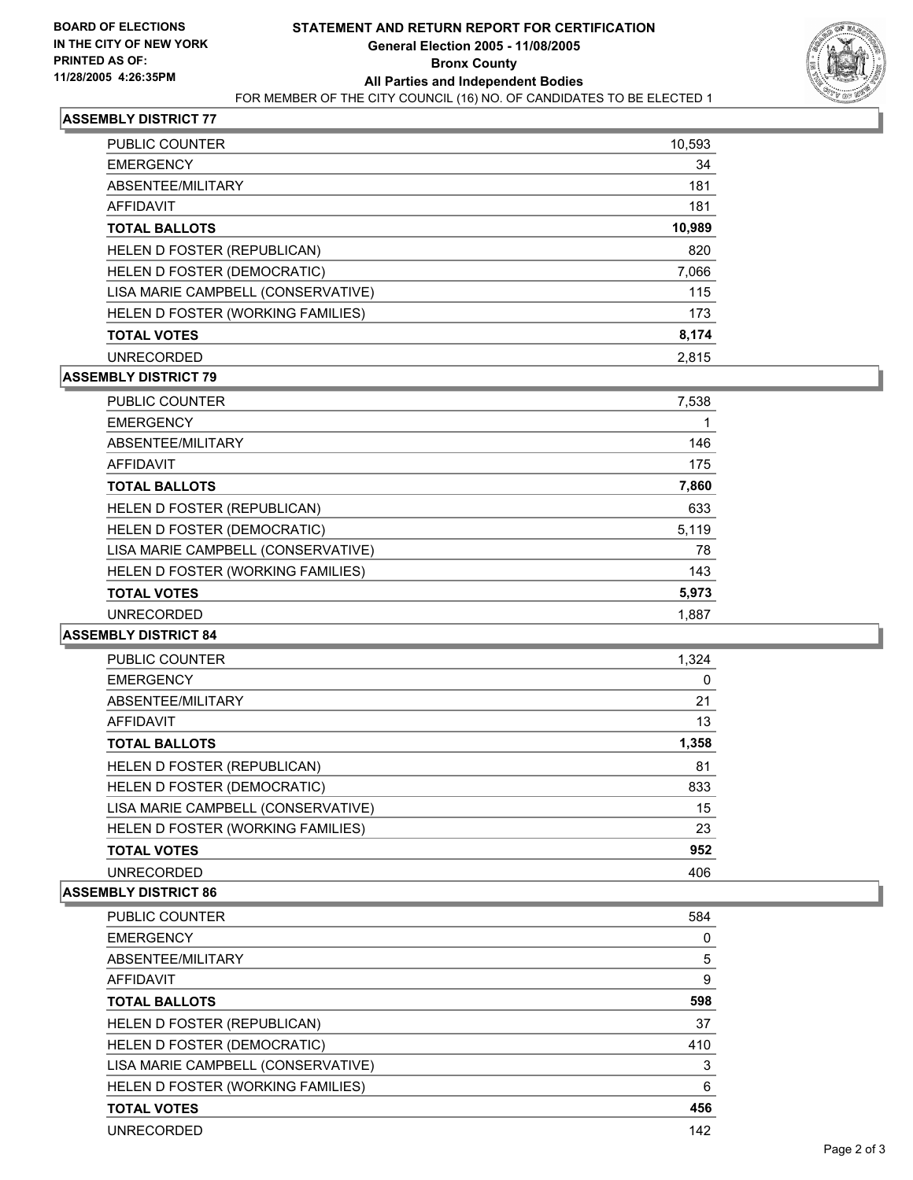**BOARD OF ELECTIONS**
**IN THE CITY OF NEW YORK**
**PRINTED AS OF:**
**11/28/2005 4:26:35PM**

# STATEMENT AND RETURN REPORT FOR CERTIFICATION
## General Election 2005 - 11/08/2005
## Bronx County
## All Parties and Independent Bodies

FOR MEMBER OF THE CITY COUNCIL (16) NO. OF CANDIDATES TO BE ELECTED 1

### ASSEMBLY DISTRICT 77

| | |
|---|---|
| PUBLIC COUNTER | 10,593 |
| EMERGENCY | 34 |
| ABSENTEE/MILITARY | 181 |
| AFFIDAVIT | 181 |
| **TOTAL BALLOTS** | **10,989** |
| HELEN D FOSTER (REPUBLICAN) | 820 |
| HELEN D FOSTER (DEMOCRATIC) | 7,066 |
| LISA MARIE CAMPBELL (CONSERVATIVE) | 115 |
| HELEN D FOSTER (WORKING FAMILIES) | 173 |
| **TOTAL VOTES** | **8,174** |
| UNRECORDED | 2,815 |

### ASSEMBLY DISTRICT 79

| | |
|---|---|
| PUBLIC COUNTER | 7,538 |
| EMERGENCY | 1 |
| ABSENTEE/MILITARY | 146 |
| AFFIDAVIT | 175 |
| **TOTAL BALLOTS** | **7,860** |
| HELEN D FOSTER (REPUBLICAN) | 633 |
| HELEN D FOSTER (DEMOCRATIC) | 5,119 |
| LISA MARIE CAMPBELL (CONSERVATIVE) | 78 |
| HELEN D FOSTER (WORKING FAMILIES) | 143 |
| **TOTAL VOTES** | **5,973** |
| UNRECORDED | 1,887 |

### ASSEMBLY DISTRICT 84

| | |
|---|---|
| PUBLIC COUNTER | 1,324 |
| EMERGENCY | 0 |
| ABSENTEE/MILITARY | 21 |
| AFFIDAVIT | 13 |
| **TOTAL BALLOTS** | **1,358** |
| HELEN D FOSTER (REPUBLICAN) | 81 |
| HELEN D FOSTER (DEMOCRATIC) | 833 |
| LISA MARIE CAMPBELL (CONSERVATIVE) | 15 |
| HELEN D FOSTER (WORKING FAMILIES) | 23 |
| **TOTAL VOTES** | **952** |
| UNRECORDED | 406 |

### ASSEMBLY DISTRICT 86

| | |
|---|---|
| PUBLIC COUNTER | 584 |
| EMERGENCY | 0 |
| ABSENTEE/MILITARY | 5 |
| AFFIDAVIT | 9 |
| **TOTAL BALLOTS** | **598** |
| HELEN D FOSTER (REPUBLICAN) | 37 |
| HELEN D FOSTER (DEMOCRATIC) | 410 |
| LISA MARIE CAMPBELL (CONSERVATIVE) | 3 |
| HELEN D FOSTER (WORKING FAMILIES) | 6 |
| **TOTAL VOTES** | **456** |
| UNRECORDED | 142 |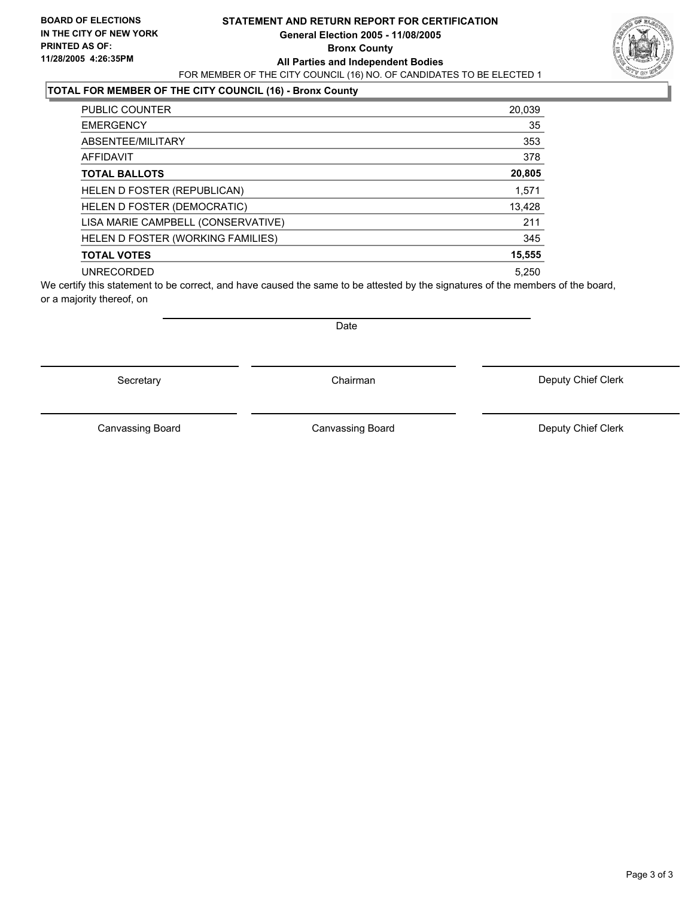**BOARD OF ELECTIONS IN THE CITY OF NEW YORK PRINTED AS OF: 11/28/2005 4:26:35PM**

# STATEMENT AND RETURN REPORT FOR CERTIFICATION

**General Election 2005 - 11/08/2005**
**Bronx County**
**All Parties and Independent Bodies**

FOR MEMBER OF THE CITY COUNCIL (16) NO. OF CANDIDATES TO BE ELECTED 1

## TOTAL FOR MEMBER OF THE CITY COUNCIL (16) - Bronx County

| | |
|---|---|
| PUBLIC COUNTER | 20,039 |
| EMERGENCY | 35 |
| ABSENTEE/MILITARY | 353 |
| AFFIDAVIT | 378 |
| **TOTAL BALLOTS** | **20,805** |
| HELEN D FOSTER (REPUBLICAN) | 1,571 |
| HELEN D FOSTER (DEMOCRATIC) | 13,428 |
| LISA MARIE CAMPBELL (CONSERVATIVE) | 211 |
| HELEN D FOSTER (WORKING FAMILIES) | 345 |
| **TOTAL VOTES** | **15,555** |
| UNRECORDED | 5,250 |

We certify this statement to be correct, and have caused the same to be attested by the signatures of the members of the board, or a majority thereof, on

Date

Secretary

Chairman

Deputy Chief Clerk

Canvassing Board

Canvassing Board

Deputy Chief Clerk